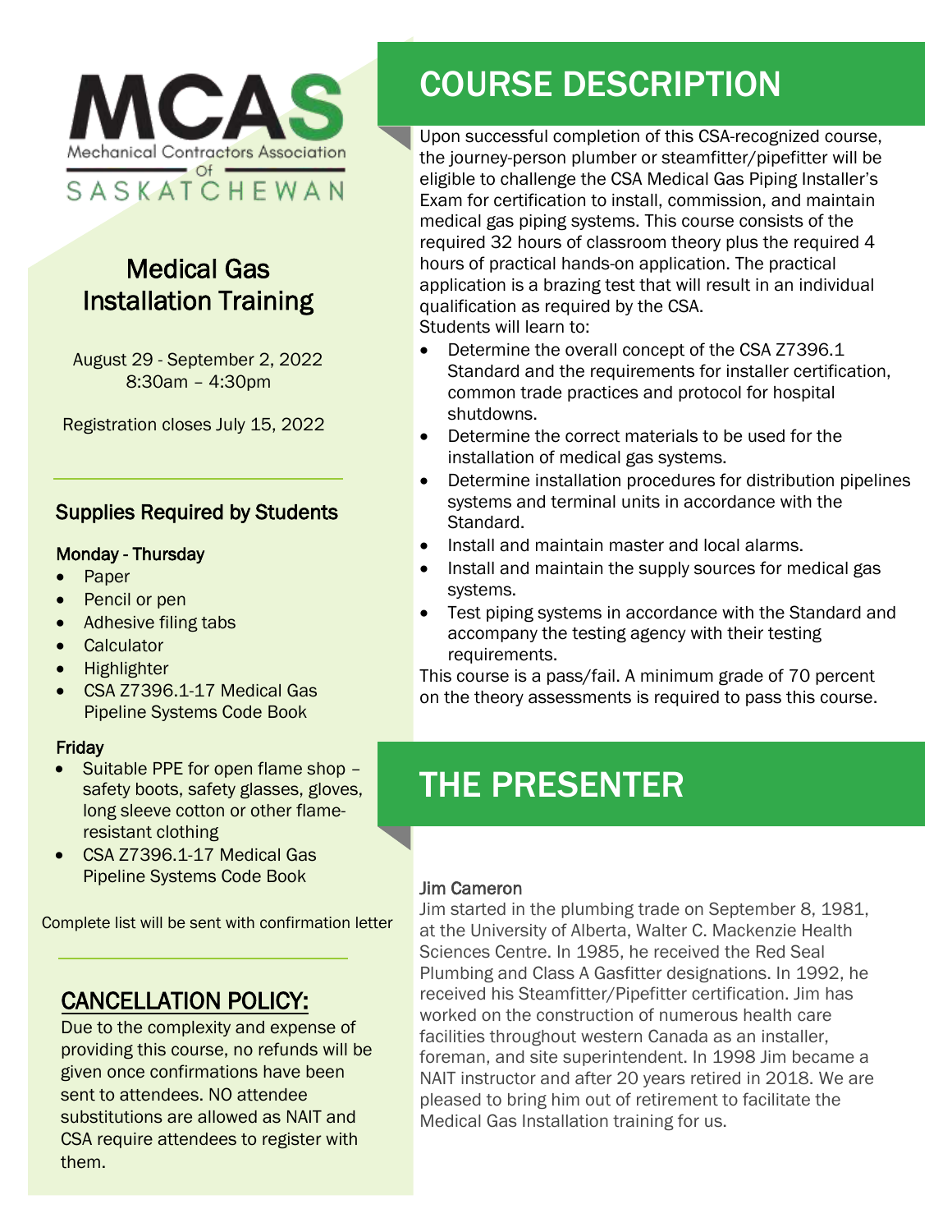MCAS
Mechanical Contractors Association of SASKATCHEWAN

# Medical Gas Installation Training

August 29 - September 2, 2022
8:30am – 4:30pm

Registration closes July 15, 2022

## Supplies Required by Students

### Monday - Thursday

- Paper
- Pencil or pen
- Adhesive filing tabs
- Calculator
- Highlighter
- CSA Z7396.1-17 Medical Gas Pipeline Systems Code Book

### Friday

- Suitable PPE for open flame shop – safety boots, safety glasses, gloves, long sleeve cotton or other flame-resistant clothing
- CSA Z7396.1-17 Medical Gas Pipeline Systems Code Book

Complete list will be sent with confirmation letter

## CANCELLATION POLICY:

Due to the complexity and expense of providing this course, no refunds will be given once confirmations have been sent to attendees. NO attendee substitutions are allowed as NAIT and CSA require attendees to register with them.

## COURSE DESCRIPTION

Upon successful completion of this CSA-recognized course, the journey-person plumber or steamfitter/pipefitter will be eligible to challenge the CSA Medical Gas Piping Installer's Exam for certification to install, commission, and maintain medical gas piping systems. This course consists of the required 32 hours of classroom theory plus the required 4 hours of practical hands-on application. The practical application is a brazing test that will result in an individual qualification as required by the CSA.
Students will learn to:

- Determine the overall concept of the CSA Z7396.1 Standard and the requirements for installer certification, common trade practices and protocol for hospital shutdowns.
- Determine the correct materials to be used for the installation of medical gas systems.
- Determine installation procedures for distribution pipelines systems and terminal units in accordance with the Standard.
- Install and maintain master and local alarms.
- Install and maintain the supply sources for medical gas systems.
- Test piping systems in accordance with the Standard and accompany the testing agency with their testing requirements.

This course is a pass/fail. A minimum grade of 70 percent on the theory assessments is required to pass this course.

## THE PRESENTER

### Jim Cameron

Jim started in the plumbing trade on September 8, 1981, at the University of Alberta, Walter C. Mackenzie Health Sciences Centre. In 1985, he received the Red Seal Plumbing and Class A Gasfitter designations. In 1992, he received his Steamfitter/Pipefitter certification. Jim has worked on the construction of numerous health care facilities throughout western Canada as an installer, foreman, and site superintendent. In 1998 Jim became a NAIT instructor and after 20 years retired in 2018. We are pleased to bring him out of retirement to facilitate the Medical Gas Installation training for us.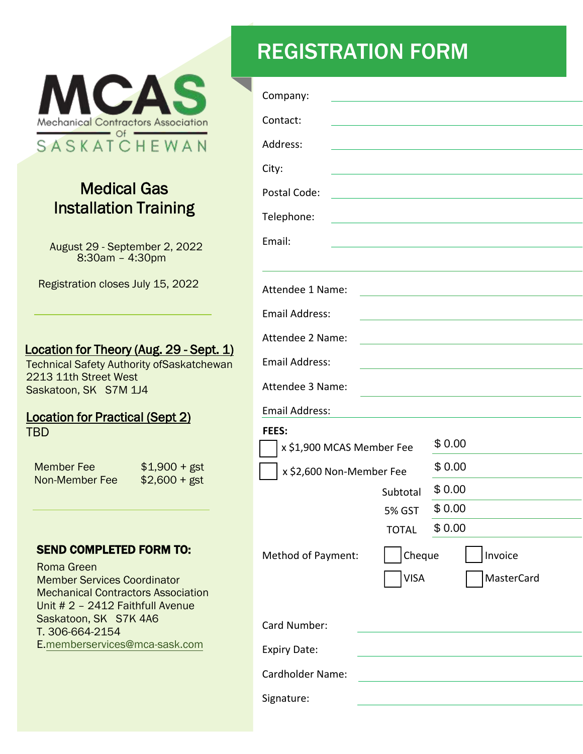MCAS

Mechanical Contractors Association of SASKATCHEWAN

## Medical Gas Installation Training

August 29 - September 2, 2022
8:30am – 4:30pm

Registration closes July 15, 2022

**Location for Theory (Aug. 29 - Sept. 1)**
Technical Safety Authority ofSaskatchewan
2213 11th Street West
Saskatoon, SK S7M 1J4

**Location for Practical (Sept 2)**
TBD

| | |
|---|---|
| Member Fee | $1,900 + gst |
| Non-Member Fee | $2,600 + gst |

### SEND COMPLETED FORM TO:

Roma Green
Member Services Coordinator
Mechanical Contractors Association
Unit # 2 – 2412 Faithfull Avenue
Saskatoon, SK S7K 4A6
T. 306-664-2154
E.memberservices@mca-sask.com

# REGISTRATION FORM

Company: ______________________

Contact: ______________________

Address: ______________________

City: ______________________

Postal Code: ______________________

Telephone: ______________________

Email: ______________________

Attendee 1 Name: ______________________

Email Address: ______________________

Attendee 2 Name: ______________________

Email Address: ______________________

Attendee 3 Name: ______________________

Email Address: ______________________

**FEES:**

| | |
|---|---|
| ☐ x $1,900 MCAS Member Fee | $ 0.00 |
| ☐ x $2,600 Non-Member Fee | $ 0.00 |
| Subtotal | $ 0.00 |
| 5% GST | $ 0.00 |
| TOTAL | $ 0.00 |

Method of Payment: ☐ Cheque ☐ Invoice ☐ VISA ☐ MasterCard

Card Number: ______________________

Expiry Date: ______________________

Cardholder Name: ______________________

Signature: ______________________